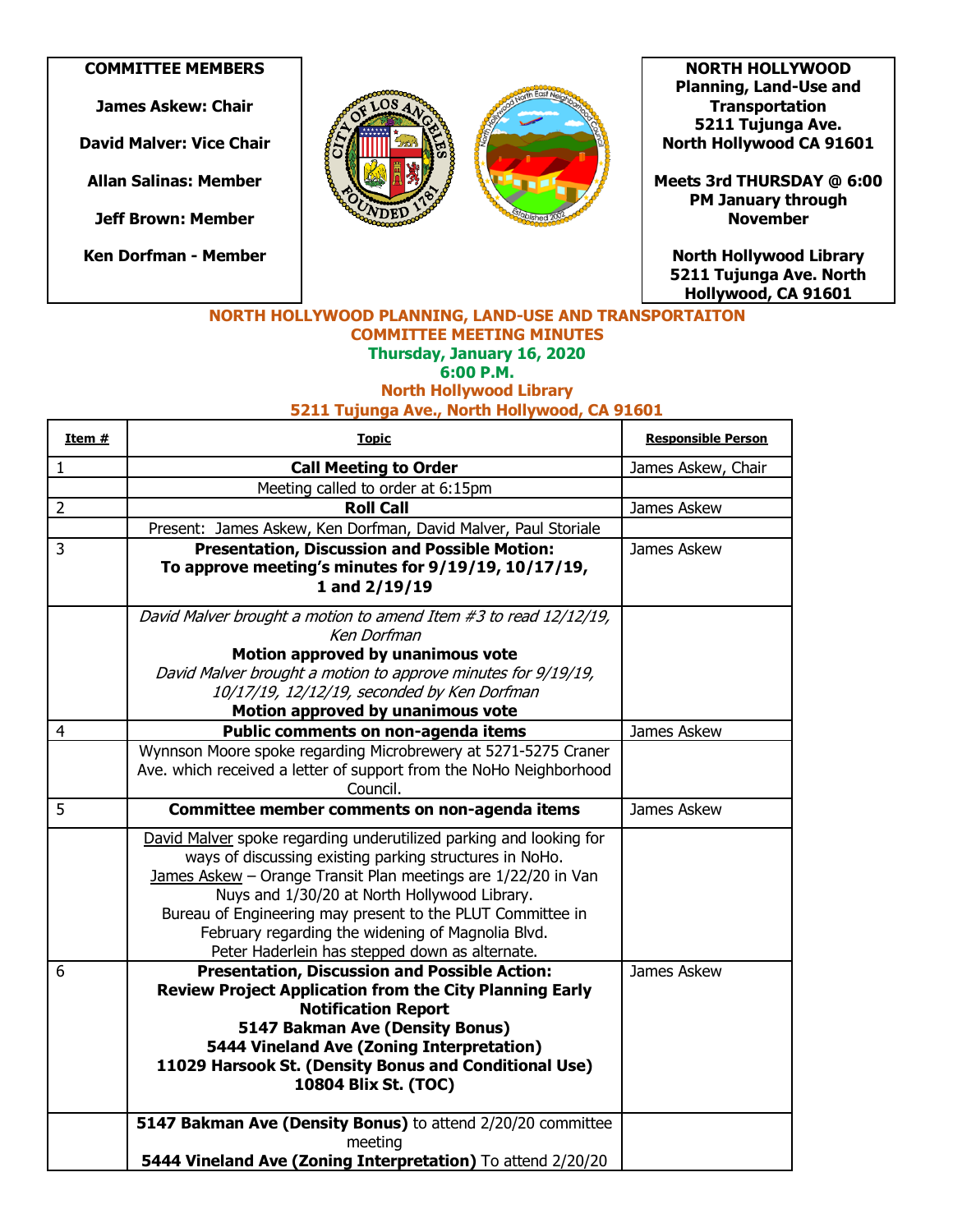**COMMITTEE MEMBERS**

**James Askew: Chair**

**David Malver: Vice Chair**

**Allan Salinas: Member**

**Jeff Brown: Member**

**Ken Dorfman - Member**

**NORTH HOLLYWOOD**
**Planning, Land-Use and Transportation**
**5211 Tujunga Ave.**
**North Hollywood CA 91601**

**Meets 3rd THURSDAY @ 6:00 PM January through November**

**North Hollywood Library**
**5211 Tujunga Ave. North Hollywood, CA 91601**

**NORTH HOLLYWOOD PLANNING, LAND-USE AND TRANSPORTAITON COMMITTEE MEETING MINUTES**
**Thursday, January 16, 2020**
**6:00 P.M.**
**North Hollywood Library**
**5211 Tujunga Ave., North Hollywood, CA 91601**

| Item # | Topic | Responsible Person |
|---|---|---|
| 1 | **Call Meeting to Order** | James Askew, Chair |
| | Meeting called to order at 6:15pm | |
| 2 | **Roll Call** | James Askew |
| | Present: James Askew, Ken Dorfman, David Malver, Paul Storiale | |
| 3 | **Presentation, Discussion and Possible Motion: To approve meeting's minutes for 9/19/19, 10/17/19, 1 and 2/19/19** | James Askew |
| | *David Malver brought a motion to amend Item #3 to read 12/12/19, Ken Dorfman* **Motion approved by unanimous vote** *David Malver brought a motion to approve minutes for 9/19/19, 10/17/19, 12/12/19, seconded by Ken Dorfman* **Motion approved by unanimous vote** | |
| 4 | **Public comments on non-agenda items** | James Askew |
| | Wynnson Moore spoke regarding Microbrewery at 5271-5275 Craner Ave. which received a letter of support from the NoHo Neighborhood Council. | |
| 5 | **Committee member comments on non-agenda items** | James Askew |
| | David Malver spoke regarding underutilized parking and looking for ways of discussing existing parking structures in NoHo. James Askew – Orange Transit Plan meetings are 1/22/20 in Van Nuys and 1/30/20 at North Hollywood Library. Bureau of Engineering may present to the PLUT Committee in February regarding the widening of Magnolia Blvd. Peter Haderlein has stepped down as alternate. | |
| 6 | **Presentation, Discussion and Possible Action: Review Project Application from the City Planning Early Notification Report 5147 Bakman Ave (Density Bonus) 5444 Vineland Ave (Zoning Interpretation) 11029 Harsook St. (Density Bonus and Conditional Use) 10804 Blix St. (TOC)** | James Askew |
| | **5147 Bakman Ave (Density Bonus)** to attend 2/20/20 committee meeting **5444 Vineland Ave (Zoning Interpretation)** To attend 2/20/20 | |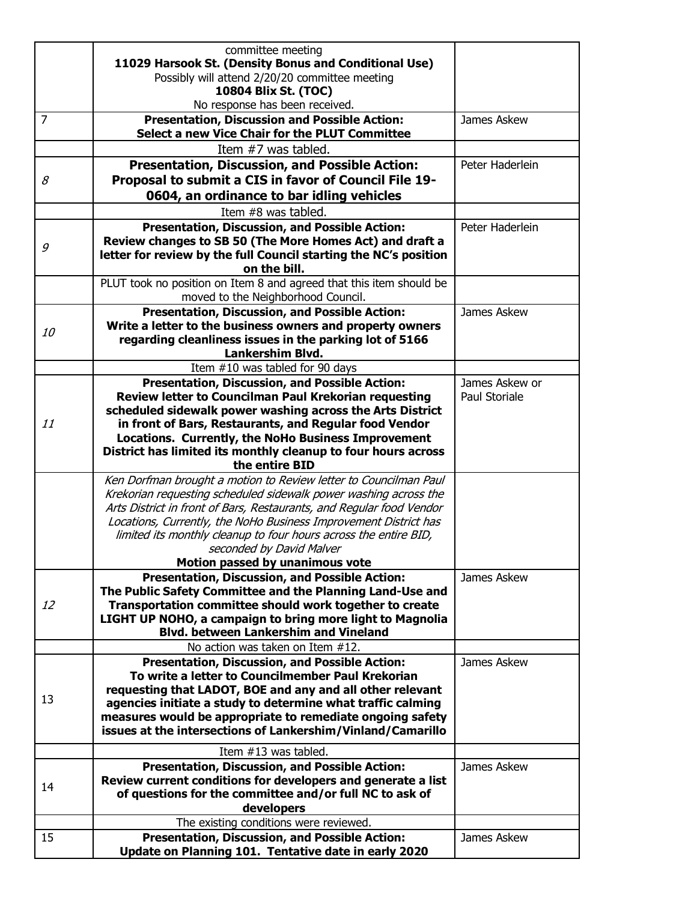| | | |
|---|---|---|
| | committee meeting<br>**11029 Harsook St. (Density Bonus and Conditional Use)**<br>Possibly will attend 2/20/20 committee meeting<br>**10804 Blix St. (TOC)**<br>No response has been received. | |
| 7 | **Presentation, Discussion and Possible Action: Select a new Vice Chair for the PLUT Committee** | James Askew |
| | Item #7 was tabled. | |
| *8* | **Presentation, Discussion, and Possible Action: Proposal to submit a CIS in favor of Council File 19-0604, an ordinance to bar idling vehicles** | Peter Haderlein |
| | Item #8 was tabled. | |
| *9* | **Presentation, Discussion, and Possible Action: Review changes to SB 50 (The More Homes Act) and draft a letter for review by the full Council starting the NC's position on the bill.** | Peter Haderlein |
| | PLUT took no position on Item 8 and agreed that this item should be moved to the Neighborhood Council. | |
| *10* | **Presentation, Discussion, and Possible Action: Write a letter to the business owners and property owners regarding cleanliness issues in the parking lot of 5166 Lankershim Blvd.** | James Askew |
| | Item #10 was tabled for 90 days | |
| *11* | **Presentation, Discussion, and Possible Action: Review letter to Councilman Paul Krekorian requesting scheduled sidewalk power washing across the Arts District in front of Bars, Restaurants, and Regular food Vendor Locations. Currently, the NoHo Business Improvement District has limited its monthly cleanup to four hours across the entire BID** | James Askew or Paul Storiale |
| | *Ken Dorfman brought a motion to Review letter to Councilman Paul Krekorian requesting scheduled sidewalk power washing across the Arts District in front of Bars, Restaurants, and Regular food Vendor Locations, Currently, the NoHo Business Improvement District has limited its monthly cleanup to four hours across the entire BID, seconded by David Malver*<br>**Motion passed by unanimous vote** | |
| *12* | **Presentation, Discussion, and Possible Action: The Public Safety Committee and the Planning Land-Use and Transportation committee should work together to create LIGHT UP NOHO, a campaign to bring more light to Magnolia Blvd. between Lankershim and Vineland** | James Askew |
| | No action was taken on Item #12. | |
| 13 | **Presentation, Discussion, and Possible Action: To write a letter to Councilmember Paul Krekorian requesting that LADOT, BOE and any and all other relevant agencies initiate a study to determine what traffic calming measures would be appropriate to remediate ongoing safety issues at the intersections of Lankershim/Vinland/Camarillo** | James Askew |
| | Item #13 was tabled. | |
| 14 | **Presentation, Discussion, and Possible Action: Review current conditions for developers and generate a list of questions for the committee and/or full NC to ask of developers** | James Askew |
| | The existing conditions were reviewed. | |
| 15 | **Presentation, Discussion, and Possible Action: Update on Planning 101. Tentative date in early 2020** | James Askew |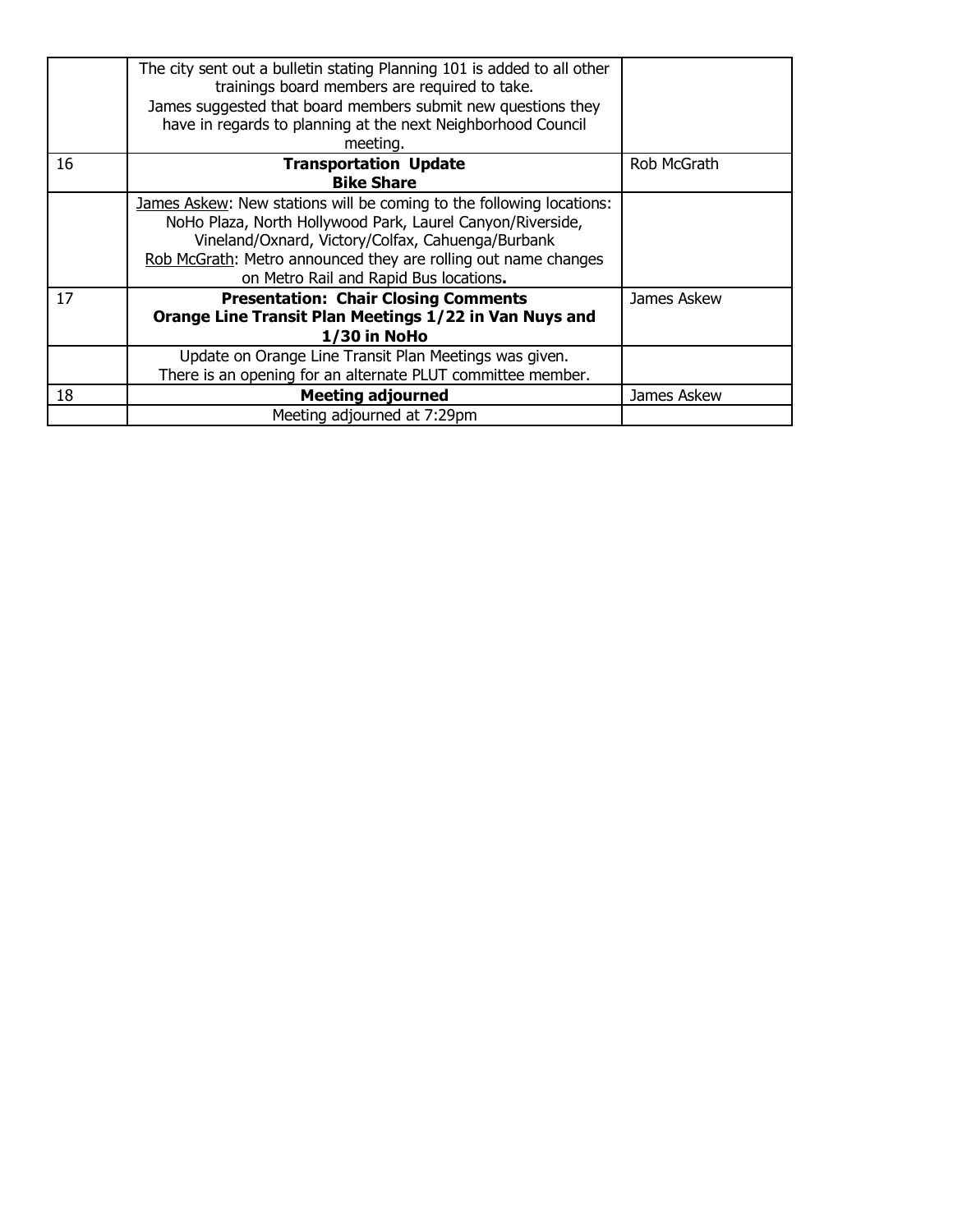| | | |
|---|---|---|
| | The city sent out a bulletin stating Planning 101 is added to all other trainings board members are required to take. James suggested that board members submit new questions they have in regards to planning at the next Neighborhood Council meeting. | |
| 16 | **Transportation Update** **Bike Share** | Rob McGrath |
| | James Askew: New stations will be coming to the following locations: NoHo Plaza, North Hollywood Park, Laurel Canyon/Riverside, Vineland/Oxnard, Victory/Colfax, Cahuenga/Burbank Rob McGrath: Metro announced they are rolling out name changes on Metro Rail and Rapid Bus locations**.** | |
| 17 | **Presentation: Chair Closing Comments** **Orange Line Transit Plan Meetings 1/22 in Van Nuys and 1/30 in NoHo** | James Askew |
| | Update on Orange Line Transit Plan Meetings was given. There is an opening for an alternate PLUT committee member. | |
| 18 | **Meeting adjourned** | James Askew |
| | Meeting adjourned at 7:29pm | |